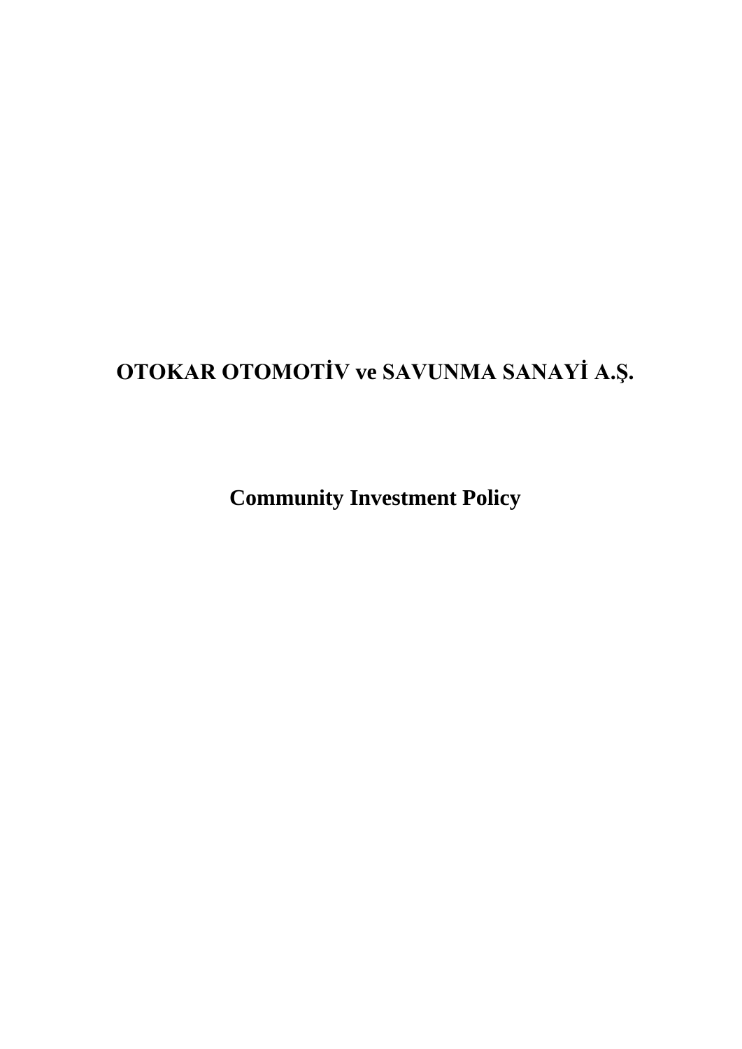# OTOKAR OTOMOTİV ve SAVUNMA SANAYİ A.Ş.

## Community Investment Policy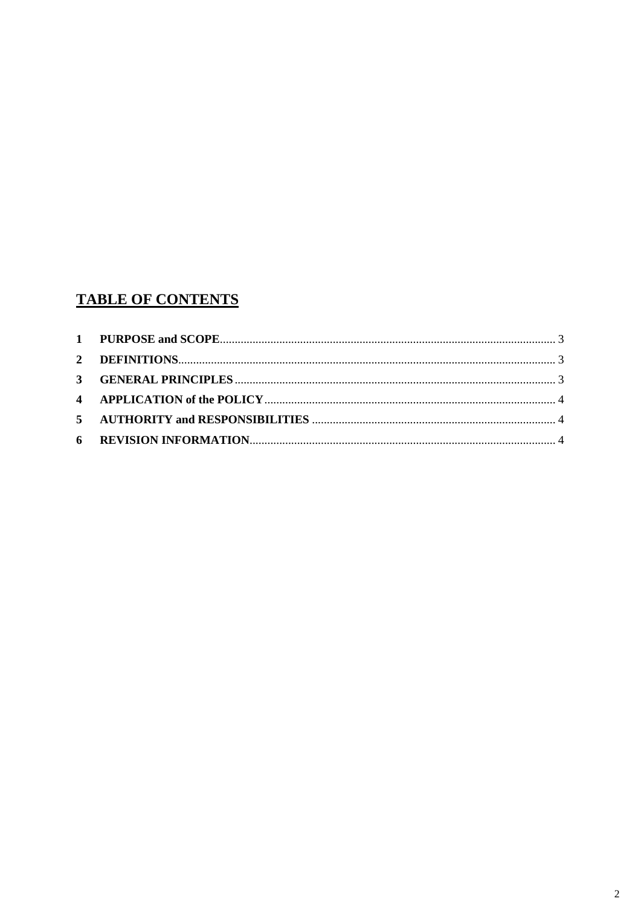## TABLE OF CONTENTS

| | | |
|---|---|---|
| **1** | **PURPOSE and SCOPE** | 3 |
| **2** | **DEFINITIONS** | 3 |
| **3** | **GENERAL PRINCIPLES** | 3 |
| **4** | **APPLICATION of the POLICY** | 4 |
| **5** | **AUTHORITY and RESPONSIBILITIES** | 4 |
| **6** | **REVISION INFORMATION** | 4 |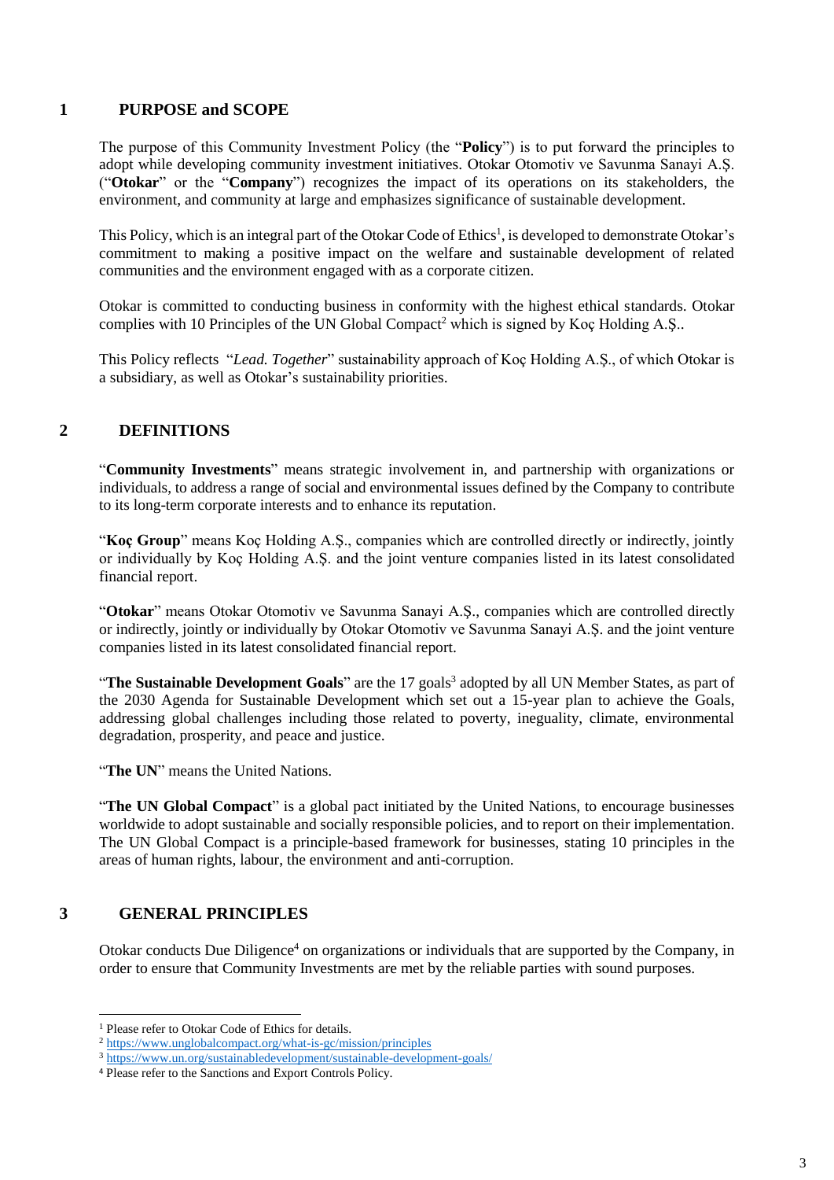## 1 PURPOSE and SCOPE

The purpose of this Community Investment Policy (the "**Policy**") is to put forward the principles to adopt while developing community investment initiatives. Otokar Otomotiv ve Savunma Sanayi A.Ş. ("**Otokar**" or the "**Company**") recognizes the impact of its operations on its stakeholders, the environment, and community at large and emphasizes significance of sustainable development.

This Policy, which is an integral part of the Otokar Code of Ethics[1], is developed to demonstrate Otokar's commitment to making a positive impact on the welfare and sustainable development of related communities and the environment engaged with as a corporate citizen.

Otokar is committed to conducting business in conformity with the highest ethical standards. Otokar complies with 10 Principles of the UN Global Compact[2] which is signed by Koç Holding A.Ş..

This Policy reflects "*Lead. Together*" sustainability approach of Koç Holding A.Ş., of which Otokar is a subsidiary, as well as Otokar's sustainability priorities.

## 2 DEFINITIONS

"**Community Investments**" means strategic involvement in, and partnership with organizations or individuals, to address a range of social and environmental issues defined by the Company to contribute to its long-term corporate interests and to enhance its reputation.

"**Koç Group**" means Koç Holding A.Ş., companies which are controlled directly or indirectly, jointly or individually by Koç Holding A.Ş. and the joint venture companies listed in its latest consolidated financial report.

"**Otokar**" means Otokar Otomotiv ve Savunma Sanayi A.Ş., companies which are controlled directly or indirectly, jointly or individually by Otokar Otomotiv ve Savunma Sanayi A.Ş. and the joint venture companies listed in its latest consolidated financial report.

"**The Sustainable Development Goals**" are the 17 goals[3] adopted by all UN Member States, as part of the 2030 Agenda for Sustainable Development which set out a 15-year plan to achieve the Goals, addressing global challenges including those related to poverty, inequality, climate, environmental degradation, prosperity, and peace and justice.

"**The UN**" means the United Nations.

"**The UN Global Compact**" is a global pact initiated by the United Nations, to encourage businesses worldwide to adopt sustainable and socially responsible policies, and to report on their implementation. The UN Global Compact is a principle-based framework for businesses, stating 10 principles in the areas of human rights, labour, the environment and anti-corruption.

## 3 GENERAL PRINCIPLES

Otokar conducts Due Diligence[4] on organizations or individuals that are supported by the Company, in order to ensure that Community Investments are met by the reliable parties with sound purposes.

---

[1] Please refer to Otokar Code of Ethics for details.

[2] https://www.unglobalcompact.org/what-is-gc/mission/principles

[3] https://www.un.org/sustainabledevelopment/sustainable-development-goals/

[4] Please refer to the Sanctions and Export Controls Policy.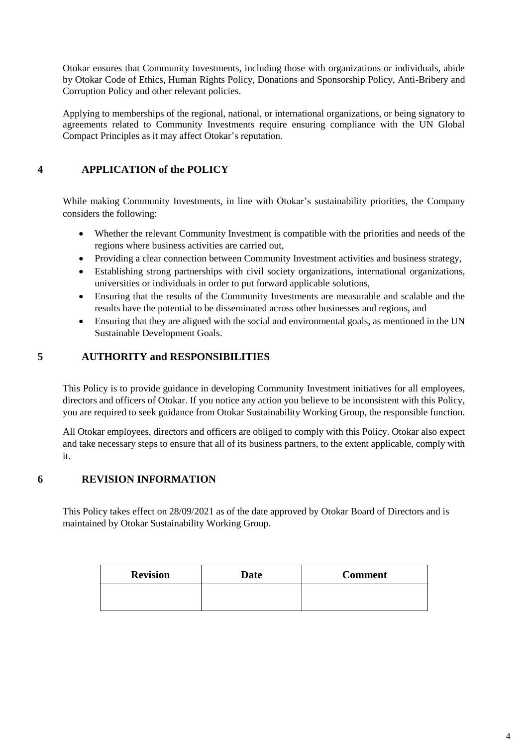Otokar ensures that Community Investments, including those with organizations or individuals, abide by Otokar Code of Ethics, Human Rights Policy, Donations and Sponsorship Policy, Anti-Bribery and Corruption Policy and other relevant policies.

Applying to memberships of the regional, national, or international organizations, or being signatory to agreements related to Community Investments require ensuring compliance with the UN Global Compact Principles as it may affect Otokar's reputation.

## 4 APPLICATION of the POLICY

While making Community Investments, in line with Otokar's sustainability priorities, the Company considers the following:

- Whether the relevant Community Investment is compatible with the priorities and needs of the regions where business activities are carried out,
- Providing a clear connection between Community Investment activities and business strategy,
- Establishing strong partnerships with civil society organizations, international organizations, universities or individuals in order to put forward applicable solutions,
- Ensuring that the results of the Community Investments are measurable and scalable and the results have the potential to be disseminated across other businesses and regions, and
- Ensuring that they are aligned with the social and environmental goals, as mentioned in the UN Sustainable Development Goals.

## 5 AUTHORITY and RESPONSIBILITIES

This Policy is to provide guidance in developing Community Investment initiatives for all employees, directors and officers of Otokar. If you notice any action you believe to be inconsistent with this Policy, you are required to seek guidance from Otokar Sustainability Working Group, the responsible function.

All Otokar employees, directors and officers are obliged to comply with this Policy. Otokar also expect and take necessary steps to ensure that all of its business partners, to the extent applicable, comply with it.

## 6 REVISION INFORMATION

This Policy takes effect on 28/09/2021 as of the date approved by Otokar Board of Directors and is maintained by Otokar Sustainability Working Group.

| Revision | Date | Comment |
|---|---|---|
| | | |